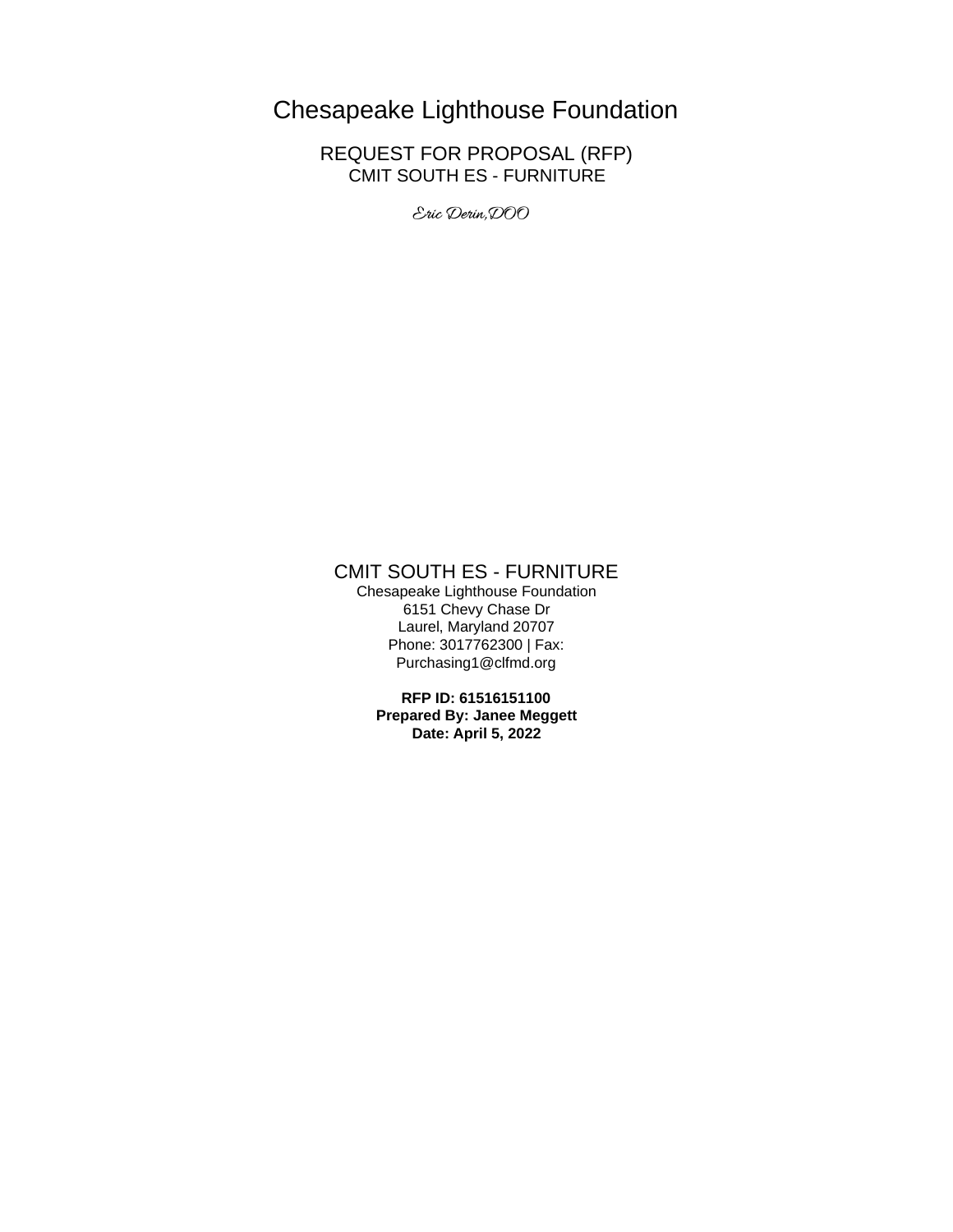# Chesapeake Lighthouse Foundation

## REQUEST FOR PROPOSAL (RFP)

CMIT SOUTH ES - FURNITURE

*Eric Derin,DOO*

## CMIT SOUTH ES - FURNITURE

Chesapeake Lighthouse Foundation
6151 Chevy Chase Dr
Laurel, Maryland 20707
Phone: 3017762300 | Fax:
Purchasing1@clfmd.org

**RFP ID: 61516151100**
**Prepared By: Janee Meggett**
**Date: April 5, 2022**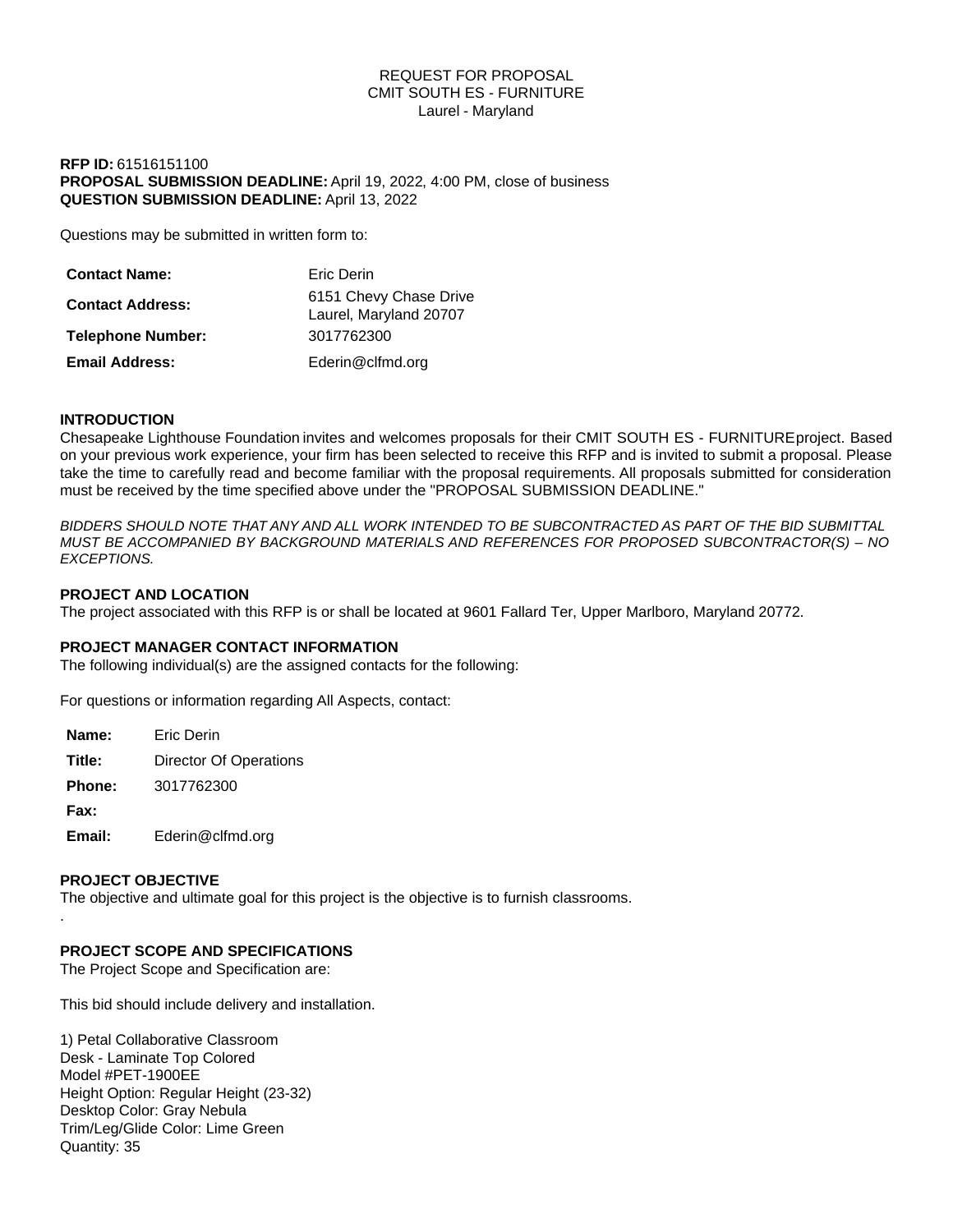REQUEST FOR PROPOSAL
CMIT SOUTH ES - FURNITURE
Laurel - Maryland

**RFP ID:** 61516151100
**PROPOSAL SUBMISSION DEADLINE:** April 19, 2022, 4:00 PM, close of business
**QUESTION SUBMISSION DEADLINE:** April 13, 2022

Questions may be submitted in written form to:

| | |
|---|---|
| **Contact Name:** | Eric Derin |
| **Contact Address:** | 6151 Chevy Chase Drive<br>Laurel, Maryland 20707 |
| **Telephone Number:** | 3017762300 |
| **Email Address:** | Ederin@clfmd.org |

**INTRODUCTION**
Chesapeake Lighthouse Foundation invites and welcomes proposals for their CMIT SOUTH ES - FURNITURE project. Based on your previous work experience, your firm has been selected to receive this RFP and is invited to submit a proposal. Please take the time to carefully read and become familiar with the proposal requirements. All proposals submitted for consideration must be received by the time specified above under the "PROPOSAL SUBMISSION DEADLINE."

*BIDDERS SHOULD NOTE THAT ANY AND ALL WORK INTENDED TO BE SUBCONTRACTED AS PART OF THE BID SUBMITTAL MUST BE ACCOMPANIED BY BACKGROUND MATERIALS AND REFERENCES FOR PROPOSED SUBCONTRACTOR(S) – NO EXCEPTIONS.*

**PROJECT AND LOCATION**
The project associated with this RFP is or shall be located at 9601 Fallard Ter, Upper Marlboro, Maryland 20772.

**PROJECT MANAGER CONTACT INFORMATION**
The following individual(s) are the assigned contacts for the following:

For questions or information regarding All Aspects, contact:

| | |
|---|---|
| **Name:** | Eric Derin |
| **Title:** | Director Of Operations |
| **Phone:** | 3017762300 |
| **Fax:** | |
| **Email:** | Ederin@clfmd.org |

**PROJECT OBJECTIVE**
The objective and ultimate goal for this project is the objective is to furnish classrooms.
.

**PROJECT SCOPE AND SPECIFICATIONS**
The Project Scope and Specification are:

This bid should include delivery and installation.

1) Petal Collaborative Classroom
Desk - Laminate Top Colored
Model #PET-1900EE
Height Option: Regular Height (23-32)
Desktop Color: Gray Nebula
Trim/Leg/Glide Color: Lime Green
Quantity: 35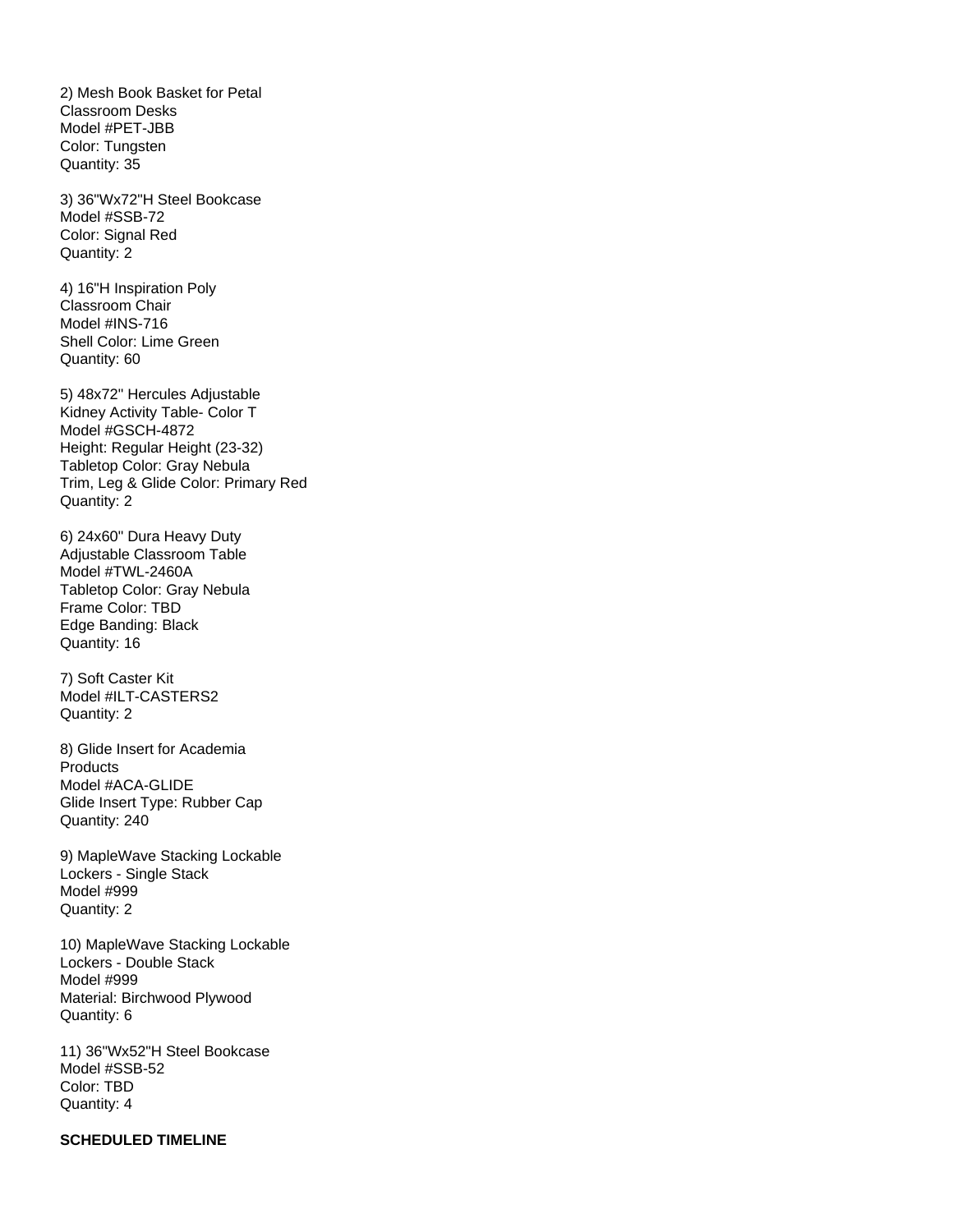2) Mesh Book Basket for Petal
Classroom Desks
Model #PET-JBB
Color: Tungsten
Quantity: 35

3) 36"Wx72"H Steel Bookcase
Model #SSB-72
Color: Signal Red
Quantity: 2

4) 16"H Inspiration Poly
Classroom Chair
Model #INS-716
Shell Color: Lime Green
Quantity: 60

5) 48x72" Hercules Adjustable
Kidney Activity Table- Color T
Model #GSCH-4872
Height: Regular Height (23-32)
Tabletop Color: Gray Nebula
Trim, Leg & Glide Color: Primary Red
Quantity: 2

6) 24x60" Dura Heavy Duty
Adjustable Classroom Table
Model #TWL-2460A
Tabletop Color: Gray Nebula
Frame Color: TBD
Edge Banding: Black
Quantity: 16

7) Soft Caster Kit
Model #ILT-CASTERS2
Quantity: 2

8) Glide Insert for Academia
Products
Model #ACA-GLIDE
Glide Insert Type: Rubber Cap
Quantity: 240

9) MapleWave Stacking Lockable
Lockers - Single Stack
Model #999
Quantity: 2

10) MapleWave Stacking Lockable
Lockers - Double Stack
Model #999
Material: Birchwood Plywood
Quantity: 6

11) 36"Wx52"H Steel Bookcase
Model #SSB-52
Color: TBD
Quantity: 4

**SCHEDULED TIMELINE**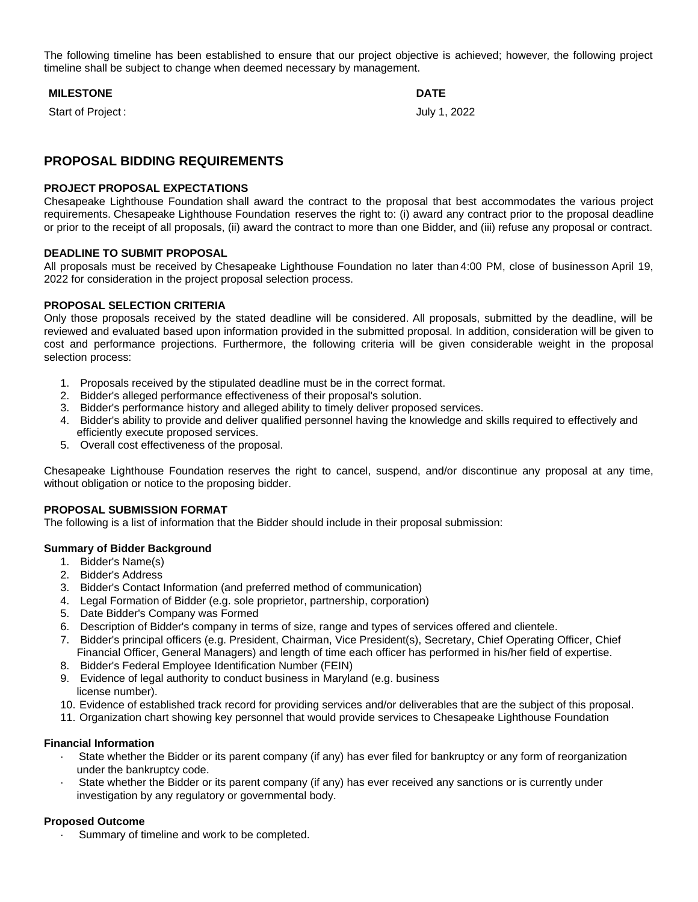The following timeline has been established to ensure that our project objective is achieved; however, the following project timeline shall be subject to change when deemed necessary by management.

| MILESTONE | DATE |
| --- | --- |
| Start of Project : | July 1, 2022 |

## PROPOSAL BIDDING REQUIREMENTS

### PROJECT PROPOSAL EXPECTATIONS

Chesapeake Lighthouse Foundation shall award the contract to the proposal that best accommodates the various project requirements. Chesapeake Lighthouse Foundation reserves the right to: (i) award any contract prior to the proposal deadline or prior to the receipt of all proposals, (ii) award the contract to more than one Bidder, and (iii) refuse any proposal or contract.

### DEADLINE TO SUBMIT PROPOSAL

All proposals must be received by Chesapeake Lighthouse Foundation no later than 4:00 PM, close of business on April 19, 2022 for consideration in the project proposal selection process.

### PROPOSAL SELECTION CRITERIA

Only those proposals received by the stated deadline will be considered. All proposals, submitted by the deadline, will be reviewed and evaluated based upon information provided in the submitted proposal. In addition, consideration will be given to cost and performance projections. Furthermore, the following criteria will be given considerable weight in the proposal selection process:

1. Proposals received by the stipulated deadline must be in the correct format.
2. Bidder's alleged performance effectiveness of their proposal's solution.
3. Bidder's performance history and alleged ability to timely deliver proposed services.
4. Bidder's ability to provide and deliver qualified personnel having the knowledge and skills required to effectively and efficiently execute proposed services.
5. Overall cost effectiveness of the proposal.

Chesapeake Lighthouse Foundation reserves the right to cancel, suspend, and/or discontinue any proposal at any time, without obligation or notice to the proposing bidder.

### PROPOSAL SUBMISSION FORMAT

The following is a list of information that the Bidder should include in their proposal submission:

**Summary of Bidder Background**

1. Bidder's Name(s)
2. Bidder's Address
3. Bidder's Contact Information (and preferred method of communication)
4. Legal Formation of Bidder (e.g. sole proprietor, partnership, corporation)
5. Date Bidder's Company was Formed
6. Description of Bidder's company in terms of size, range and types of services offered and clientele.
7. Bidder's principal officers (e.g. President, Chairman, Vice President(s), Secretary, Chief Operating Officer, Chief Financial Officer, General Managers) and length of time each officer has performed in his/her field of expertise.
8. Bidder's Federal Employee Identification Number (FEIN)
9. Evidence of legal authority to conduct business in Maryland (e.g. business license number).
10. Evidence of established track record for providing services and/or deliverables that are the subject of this proposal.
11. Organization chart showing key personnel that would provide services to Chesapeake Lighthouse Foundation

**Financial Information**

- State whether the Bidder or its parent company (if any) has ever filed for bankruptcy or any form of reorganization under the bankruptcy code.
- State whether the Bidder or its parent company (if any) has ever received any sanctions or is currently under investigation by any regulatory or governmental body.

**Proposed Outcome**

- Summary of timeline and work to be completed.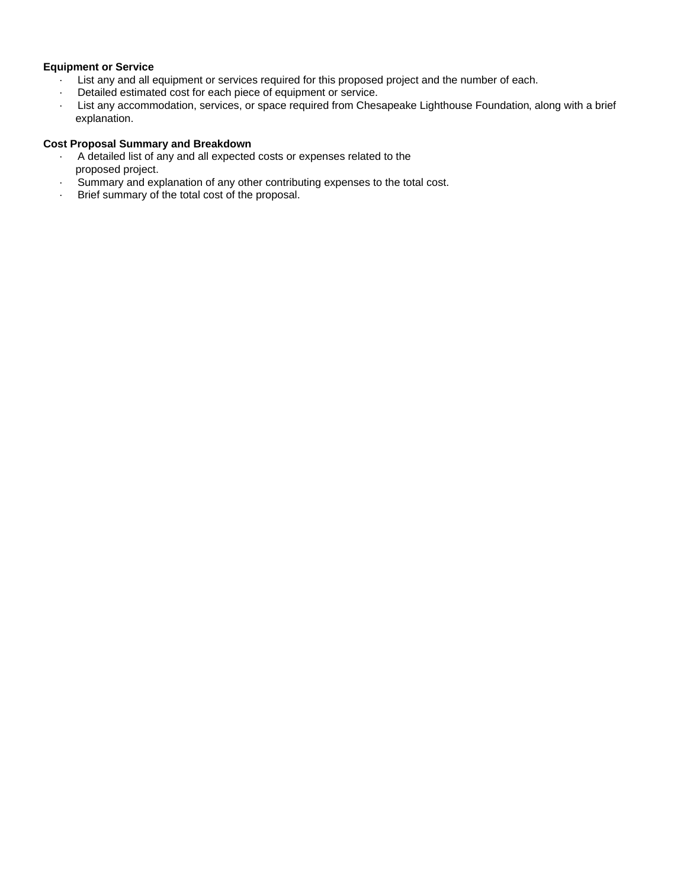**Equipment or Service**

- List any and all equipment or services required for this proposed project and the number of each.
- Detailed estimated cost for each piece of equipment or service.
- List any accommodation, services, or space required from Chesapeake Lighthouse Foundation, along with a brief explanation.

**Cost Proposal Summary and Breakdown**

- A detailed list of any and all expected costs or expenses related to the proposed project.
- Summary and explanation of any other contributing expenses to the total cost.
- Brief summary of the total cost of the proposal.